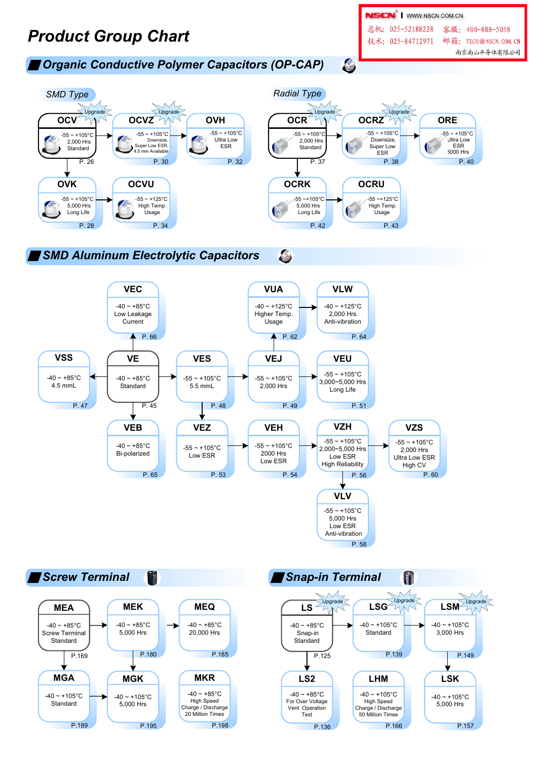# Product Group Chart

NSCN | WWW.NSCN.COM.CN
总机：025-52188228　客服：400-888-5058
技术：025-84712971　邮箱：TECH@NSCN.COM.CN
南京南山半导体有限公司

## Organic Conductive Polymer Capacitors (OP-CAP)

### SMD Type

**OCV** (Upgrade)
-55 ~ +105°C
2,000 Hrs
Standard
P. 26

**OCVZ** (Upgrade)
-55 ~ +105°C
Downsize,
Super Low ESR,
4.5 mm Available
P. 30

**OVH**
-55 ~ +105°C
Ultra Low
ESR
P. 32

**OVK**
-55 ~ +105°C
5,000 Hrs
Long Life
P. 28

**OCVU**
-55 ~ +125°C
High Temp.
Usage
P. 34

### Radial Type

**OCR** (Upgrade)
-55 ~ +105°C
2,000 Hrs
Standard
P. 37

**OCRZ** (Upgrade)
-55 ~ +105°C
Downsize,
Super Low
ESR
P. 38

**ORE**
-55 ~ +105°C
Ultra Low
ESR
5000 Hrs
P. 40

**OCRK**
-55 ~+105°C
5,000 Hrs
Long Life
P. 42

**OCRU**
-55 ~+125°C
High Temp.
Usage
P. 43

## SMD Aluminum Electrolytic Capacitors

**VEC**
-40 ~ +85°C
Low Leakage
Current
P. 66

**VUA**
-40 ~ +125°C
Higher Temp.
Usage
P. 62

**VLW**
-40 ~ +125°C
2,000 Hrs
Anti-vibration
P. 64

**VSS**
-40 ~ +85°C
4.5 mmL
P. 47

**VE**
-40 ~ +85°C
Standard
P. 45

**VES**
-55 ~ +105°C
5.5 mmL
P. 48

**VEJ**
-55 ~ +105°C
2,000 Hrs
P. 49

**VEU**
-55 ~ +105°C
3,000~5,000 Hrs
Long Life
P. 51

**VEB**
-40 ~ +85°C
Bi-polarized
P. 65

**VEZ**
-55 ~ +105°C
Low ESR
P. 53

**VEH**
-55 ~ +105°C
2000 Hrs
Low ESR
P. 54

**VZH**
-55 ~ +105°C
2,000~5,000 Hrs
Low ESR
High Reliability
P. 56

**VZS**
-55 ~ +105°C
2,000 Hrs
Ultra Low ESR
High CV
P. 60

**VLV**
-55 ~ +105°C
5,000 Hrs
Low ESR
Anti-vibration
P. 58

## Screw Terminal

**MEA**
-40 ~ +85°C
Screw Terminal
Standard
P.169

**MEK**
-40 ~ +85°C
5,000 Hrs
P.180

**MEQ**
-40 ~ +85°C
20,000 Hrs
P.185

**MGA**
-40 ~ +105°C
Standard
P.189

**MGK**
-40 ~ +105°C
5,000 Hrs
P.195

**MKR**
-40 ~ +85°C
High Speed
Charge / Discharge
20 Million Times
P.198

## Snap-in Terminal

**LS** (Upgrade)
-40 ~ +85°C
Snap-in
Standard
P.125

**LSG** (Upgrade)
-40 ~ +105°C
Standard
P.139

**LSM** (Upgrade)
-40 ~ +105°C
3,000 Hrs
P.149

**LS2**
-40 ~ +85°C
For Over Voltage
Vent Operation
Test
P.136

**LHM**
-40 ~ +105°C
High Speed
Charge / Discharge
50 Million Times
P.166

**LSK**
-40 ~ +105°C
5,000 Hrs
P.157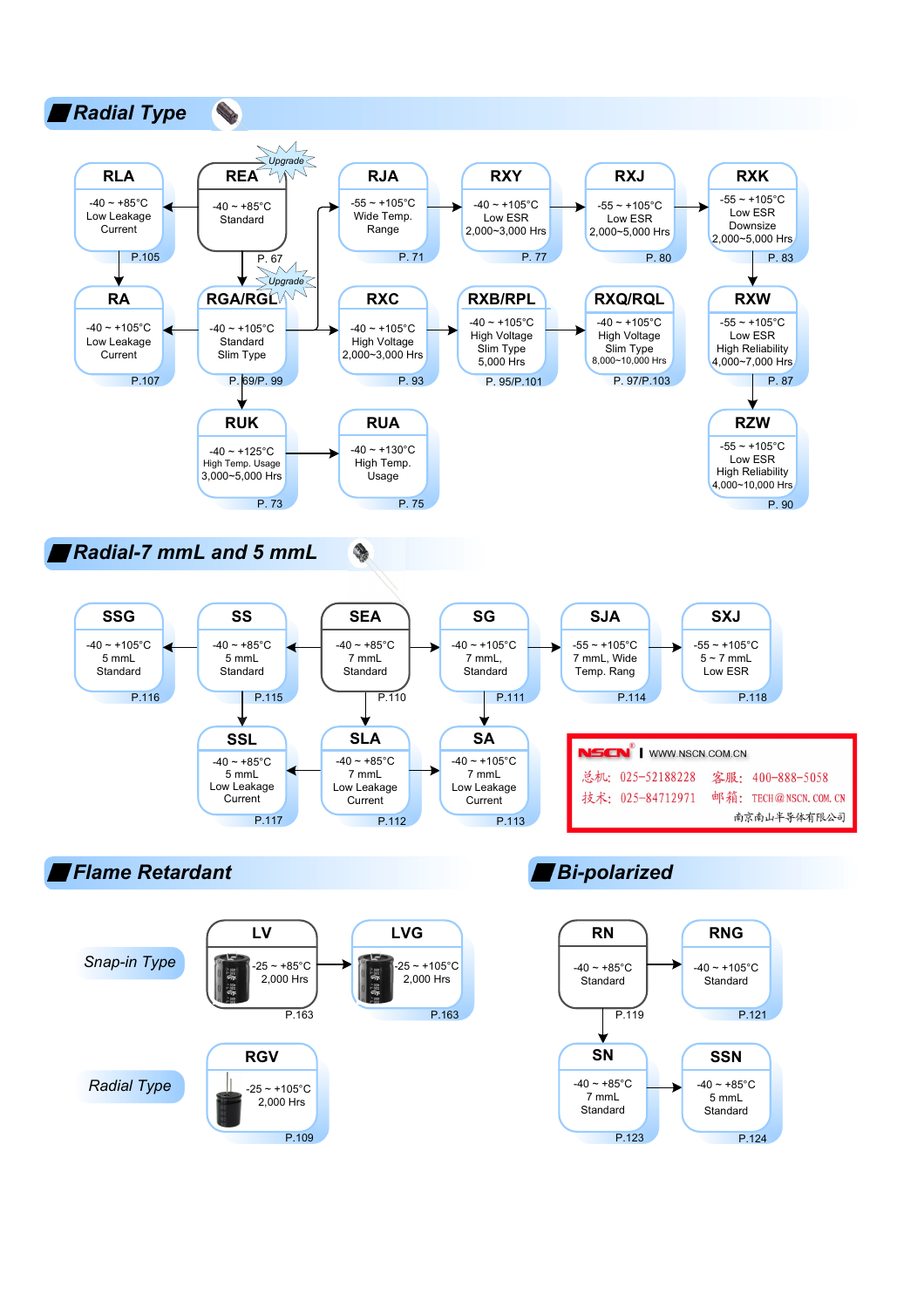## Radial Type

**RLA**
-40 ~ +85°C
Low Leakage Current
P.105

**REA** (Upgrade)
-40 ~ +85°C
Standard
P. 67

**RJA**
-55 ~ +105°C
Wide Temp. Range
P. 71

**RXY**
-40 ~ +105°C
Low ESR
2,000~3,000 Hrs
P. 77

**RXJ**
-55 ~ +105°C
Low ESR
2,000~5,000 Hrs
P. 80

**RXK**
-55 ~ +105°C
Low ESR
Downsize
2,000~5,000 Hrs
P. 83

**RA**
-40 ~ +105°C
Low Leakage Current
P.107

**RGA/RGL** (Upgrade)
-40 ~ +105°C
Standard
Slim Type
P. 69/P. 99

**RXC**
-40 ~ +105°C
High Voltage
2,000~3,000 Hrs
P. 93

**RXB/RPL**
-40 ~ +105°C
High Voltage
Slim Type
5,000 Hrs
P. 95/P.101

**RXQ/RQL**
-40 ~ +105°C
High Voltage
Slim Type
8,000~10,000 Hrs
P. 97/P.103

**RXW**
-55 ~ +105°C
Low ESR
High Reliability
4,000~7,000 Hrs
P. 87

**RUK**
-40 ~ +125°C
High Temp. Usage
3,000~5,000 Hrs
P. 73

**RUA**
-40 ~ +130°C
High Temp. Usage
P. 75

**RZW**
-55 ~ +105°C
Low ESR
High Reliability
4,000~10,000 Hrs
P. 90

## Radial-7 mmL and 5 mmL

**SSG**
-40 ~ +105°C
5 mmL
Standard
P.116

**SS**
-40 ~ +85°C
5 mmL
Standard
P.115

**SEA**
-40 ~ +85°C
7 mmL
Standard
P.110

**SG**
-40 ~ +105°C
7 mmL,
Standard
P.111

**SJA**
-55 ~ +105°C
7 mmL, Wide Temp. Rang
P.114

**SXJ**
-55 ~ +105°C
5 ~ 7 mmL
Low ESR
P.118

**SSL**
-40 ~ +85°C
5 mmL
Low Leakage Current
P.117

**SLA**
-40 ~ +85°C
7 mmL
Low Leakage Current
P.112

**SA**
-40 ~ +105°C
7 mmL
Low Leakage Current
P.113

NSCN | WWW.NSCN.COM.CN
总机：025-52188228 客服：400-888-5058
技术：025-84712971 邮箱：TECH@NSCN.COM.CN
南京南山半导体有限公司

## Flame Retardant

*Snap-in Type*

**LV**
-25 ~ +85°C
2,000 Hrs
P.163

**LVG**
-25 ~ +105°C
2,000 Hrs
P.163

*Radial Type*

**RGV**
-25 ~ +105°C
2,000 Hrs
P.109

## Bi-polarized

**RN**
-40 ~ +85°C
Standard
P.119

**RNG**
-40 ~ +105°C
Standard
P.121

**SN**
-40 ~ +85°C
7 mmL
Standard
P.123

**SSN**
-40 ~ +85°C
5 mmL
Standard
P.124